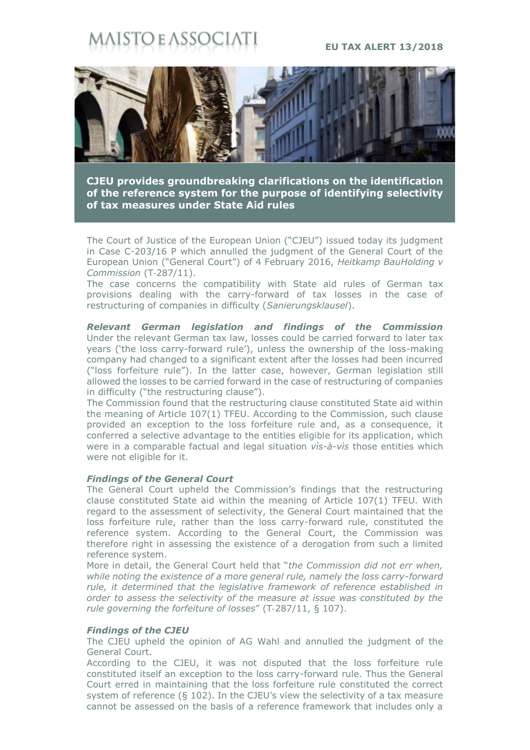# MAISTO E ASSOCIATI

**EU TAX ALERT 13/2018**

## CJEU provides groundbreaking clarifications on the identification of the reference system for the purpose of identifying selectivity of tax measures under State Aid rules

The Court of Justice of the European Union ("CJEU") issued today its judgment in Case C-203/16 P which annulled the judgment of the General Court of the European Union ("General Court") of 4 February 2016, *Heitkamp BauHolding v Commission* (T-287/11).

The case concerns the compatibility with State aid rules of German tax provisions dealing with the carry-forward of tax losses in the case of restructuring of companies in difficulty (*Sanierungsklausel*).

***Relevant German legislation and findings of the Commission***

Under the relevant German tax law, losses could be carried forward to later tax years ('the loss carry-forward rule'), unless the ownership of the loss-making company had changed to a significant extent after the losses had been incurred ("loss forfeiture rule"). In the latter case, however, German legislation still allowed the losses to be carried forward in the case of restructuring of companies in difficulty ("the restructuring clause").

The Commission found that the restructuring clause constituted State aid within the meaning of Article 107(1) TFEU. According to the Commission, such clause provided an exception to the loss forfeiture rule and, as a consequence, it conferred a selective advantage to the entities eligible for its application, which were in a comparable factual and legal situation *vìs-à-vìs* those entities which were not eligible for it.

***Findings of the General Court***

The General Court upheld the Commission's findings that the restructuring clause constituted State aid within the meaning of Article 107(1) TFEU. With regard to the assessment of selectivity, the General Court maintained that the loss forfeiture rule, rather than the loss carry-forward rule, constituted the reference system. According to the General Court, the Commission was therefore right in assessing the existence of a derogation from such a limited reference system.

More in detail, the General Court held that "*the Commission did not err when, while noting the existence of a more general rule, namely the loss carry-forward rule, it determined that the legislative framework of reference established in order to assess the selectivity of the measure at issue was constituted by the rule governing the forfeiture of losses*" (T-287/11, § 107).

***Findings of the CJEU***

The CJEU upheld the opinion of AG Wahl and annulled the judgment of the General Court.

According to the CJEU, it was not disputed that the loss forfeiture rule constituted itself an exception to the loss carry-forward rule. Thus the General Court erred in maintaining that the loss forfeiture rule constituted the correct system of reference (§ 102). In the CJEU's view the selectivity of a tax measure cannot be assessed on the basis of a reference framework that includes only a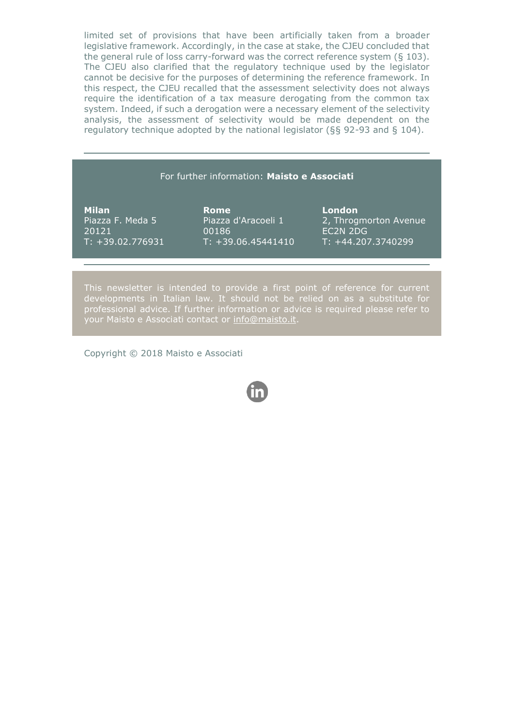limited set of provisions that have been artificially taken from a broader legislative framework. Accordingly, in the case at stake, the CJEU concluded that the general rule of loss carry-forward was the correct reference system (§ 103). The CJEU also clarified that the regulatory technique used by the legislator cannot be decisive for the purposes of determining the reference framework. In this respect, the CJEU recalled that the assessment selectivity does not always require the identification of a tax measure derogating from the common tax system. Indeed, if such a derogation were a necessary element of the selectivity analysis, the assessment of selectivity would be made dependent on the regulatory technique adopted by the national legislator (§§ 92-93 and § 104).

---

For further information: **Maisto e Associati**

**Milan**
Piazza F. Meda 5
20121
T: +39.02.776931

**Rome**
Piazza d'Aracoeli 1
00186
T: +39.06.45441410

**London**
2, Throgmorton Avenue
EC2N 2DG
T: +44.207.3740299

---

This newsletter is intended to provide a first point of reference for current developments in Italian law. It should not be relied on as a substitute for professional advice. If further information or advice is required please refer to your Maisto e Associati contact or info@maisto.it.

Copyright © 2018 Maisto e Associati